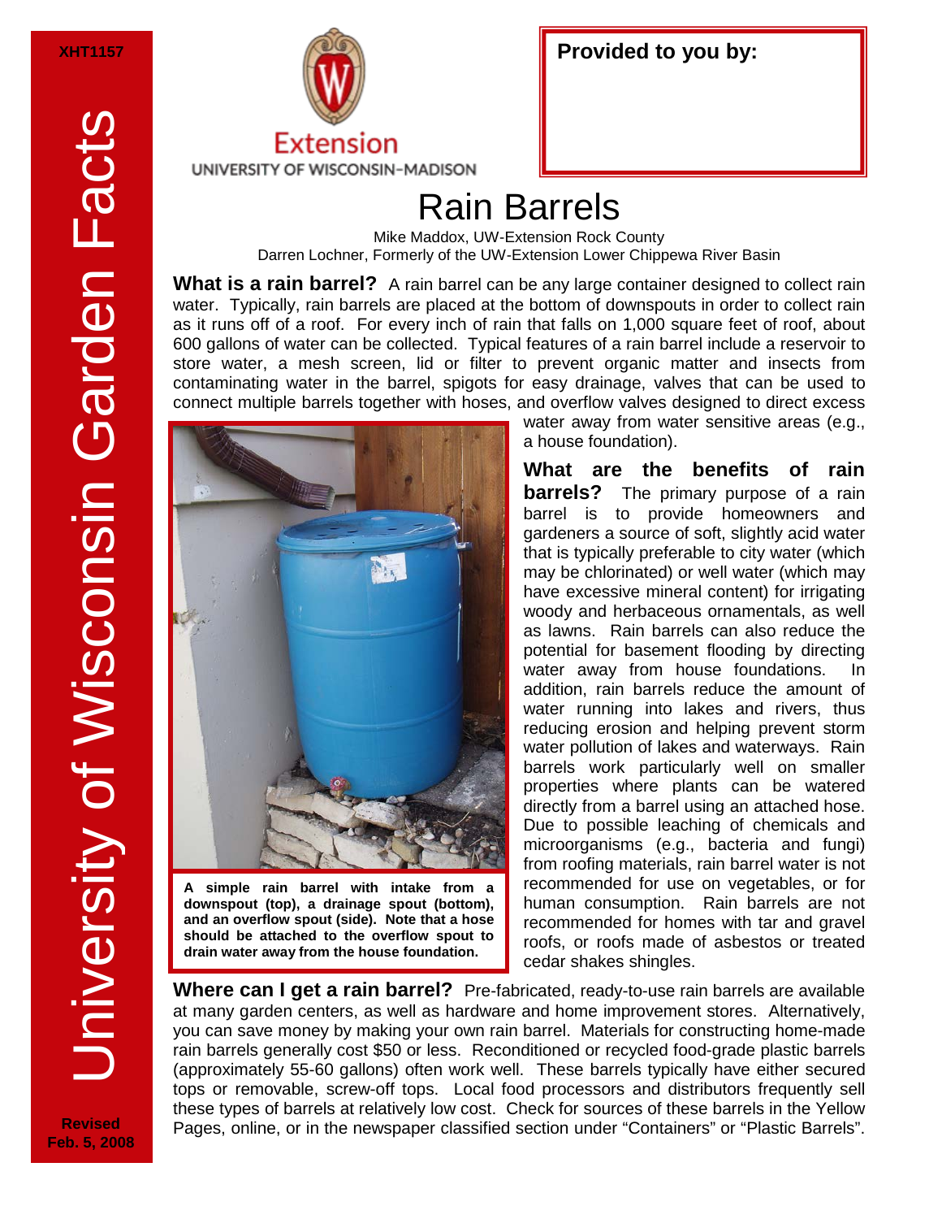XHT1157

University of Wisconsin Garden Facts

Extension
UNIVERSITY OF WISCONSIN-MADISON

**Provided to you by:**

# Rain Barrels

Mike Maddox, UW-Extension Rock County
Darren Lochner, Formerly of the UW-Extension Lower Chippewa River Basin

**What is a rain barrel?** A rain barrel can be any large container designed to collect rain water. Typically, rain barrels are placed at the bottom of downspouts in order to collect rain as it runs off of a roof. For every inch of rain that falls on 1,000 square feet of roof, about 600 gallons of water can be collected. Typical features of a rain barrel include a reservoir to store water, a mesh screen, lid or filter to prevent organic matter and insects from contaminating water in the barrel, spigots for easy drainage, valves that can be used to connect multiple barrels together with hoses, and overflow valves designed to direct excess water away from water sensitive areas (e.g., a house foundation).

**A simple rain barrel with intake from a downspout (top), a drainage spout (bottom), and an overflow spout (side). Note that a hose should be attached to the overflow spout to drain water away from the house foundation.**

**What are the benefits of rain barrels?** The primary purpose of a rain barrel is to provide homeowners and gardeners a source of soft, slightly acid water that is typically preferable to city water (which may be chlorinated) or well water (which may have excessive mineral content) for irrigating woody and herbaceous ornamentals, as well as lawns. Rain barrels can also reduce the potential for basement flooding by directing water away from house foundations. In addition, rain barrels reduce the amount of water running into lakes and rivers, thus reducing erosion and helping prevent storm water pollution of lakes and waterways. Rain barrels work particularly well on smaller properties where plants can be watered directly from a barrel using an attached hose. Due to possible leaching of chemicals and microorganisms (e.g., bacteria and fungi) from roofing materials, rain barrel water is not recommended for use on vegetables, or for human consumption. Rain barrels are not recommended for homes with tar and gravel roofs, or roofs made of asbestos or treated cedar shakes shingles.

**Where can I get a rain barrel?** Pre-fabricated, ready-to-use rain barrels are available at many garden centers, as well as hardware and home improvement stores. Alternatively, you can save money by making your own rain barrel. Materials for constructing home-made rain barrels generally cost $50 or less. Reconditioned or recycled food-grade plastic barrels (approximately 55-60 gallons) often work well. These barrels typically have either secured tops or removable, screw-off tops. Local food processors and distributors frequently sell these types of barrels at relatively low cost. Check for sources of these barrels in the Yellow Pages, online, or in the newspaper classified section under "Containers" or "Plastic Barrels".

Revised Feb. 5, 2008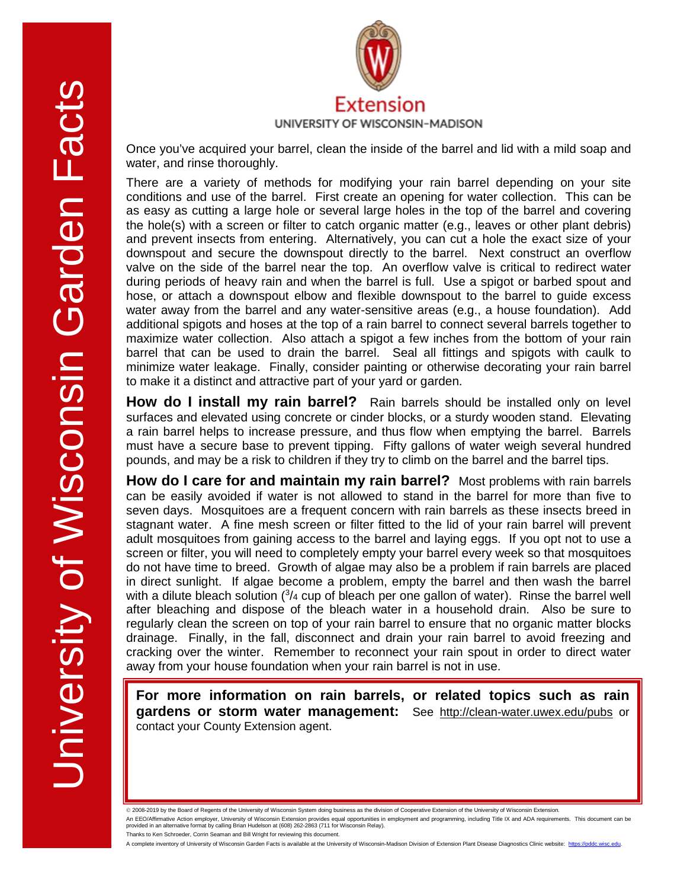Once you've acquired your barrel, clean the inside of the barrel and lid with a mild soap and water, and rinse thoroughly.

There are a variety of methods for modifying your rain barrel depending on your site conditions and use of the barrel. First create an opening for water collection. This can be as easy as cutting a large hole or several large holes in the top of the barrel and covering the hole(s) with a screen or filter to catch organic matter (e.g., leaves or other plant debris) and prevent insects from entering. Alternatively, you can cut a hole the exact size of your downspout and secure the downspout directly to the barrel. Next construct an overflow valve on the side of the barrel near the top. An overflow valve is critical to redirect water during periods of heavy rain and when the barrel is full. Use a spigot or barbed spout and hose, or attach a downspout elbow and flexible downspout to the barrel to guide excess water away from the barrel and any water-sensitive areas (e.g., a house foundation). Add additional spigots and hoses at the top of a rain barrel to connect several barrels together to maximize water collection. Also attach a spigot a few inches from the bottom of your rain barrel that can be used to drain the barrel. Seal all fittings and spigots with caulk to minimize water leakage. Finally, consider painting or otherwise decorating your rain barrel to make it a distinct and attractive part of your yard or garden.

**How do I install my rain barrel?** Rain barrels should be installed only on level surfaces and elevated using concrete or cinder blocks, or a sturdy wooden stand. Elevating a rain barrel helps to increase pressure, and thus flow when emptying the barrel. Barrels must have a secure base to prevent tipping. Fifty gallons of water weigh several hundred pounds, and may be a risk to children if they try to climb on the barrel and the barrel tips.

**How do I care for and maintain my rain barrel?** Most problems with rain barrels can be easily avoided if water is not allowed to stand in the barrel for more than five to seven days. Mosquitoes are a frequent concern with rain barrels as these insects breed in stagnant water. A fine mesh screen or filter fitted to the lid of your rain barrel will prevent adult mosquitoes from gaining access to the barrel and laying eggs. If you opt not to use a screen or filter, you will need to completely empty your barrel every week so that mosquitoes do not have time to breed. Growth of algae may also be a problem if rain barrels are placed in direct sunlight. If algae become a problem, empty the barrel and then wash the barrel with a dilute bleach solution ($^3/_4$ cup of bleach per one gallon of water). Rinse the barrel well after bleaching and dispose of the bleach water in a household drain. Also be sure to regularly clean the screen on top of your rain barrel to ensure that no organic matter blocks drainage. Finally, in the fall, disconnect and drain your rain barrel to avoid freezing and cracking over the winter. Remember to reconnect your rain spout in order to direct water away from your house foundation when your rain barrel is not in use.

**For more information on rain barrels, or related topics such as rain gardens or storm water management:** See http://clean-water.uwex.edu/pubs or contact your County Extension agent.

© 2008-2019 by the Board of Regents of the University of Wisconsin System doing business as the division of Cooperative Extension of the University of Wisconsin Extension.

An EEO/Affirmative Action employer, University of Wisconsin Extension provides equal opportunities in employment and programming, including Title IX and ADA requirements. This document can be provided in an alternative format by calling Brian Hudelson at (608) 262-2863 (711 for Wisconsin Relay).

Thanks to Ken Schroeder, Corrin Seaman and Bill Wright for reviewing this document.

A complete inventory of University of Wisconsin Garden Facts is available at the University of Wisconsin-Madison Division of Extension Plant Disease Diagnostics Clinic website: https://pddc.wisc.edu.